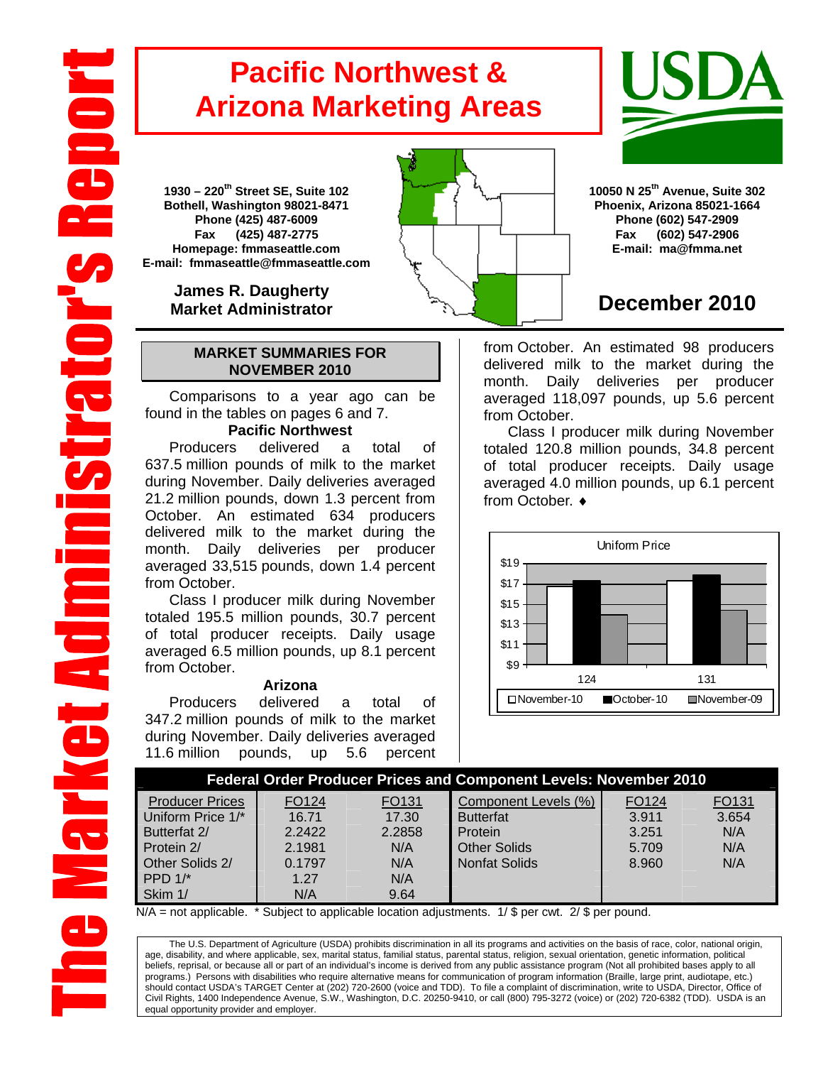# The Market Administrator's Report

# Pacific Northwest & Arizona Marketing Areas

1930 – 220th Street SE, Suite 102
Bothell, Washington 98021-8471
Phone (425) 487-6009
Fax (425) 487-2775
Homepage: fmmaseattle.com
E-mail: fmmaseattle@fmmaseattle.com

**James R. Daugherty**
**Market Administrator**

10050 N 25th Avenue, Suite 302
Phoenix, Arizona 85021-1664
Phone (602) 547-2909
Fax (602) 547-2906
E-mail: ma@fmma.net

## December 2010

### MARKET SUMMARIES FOR NOVEMBER 2010

Comparisons to a year ago can be found in the tables on pages 6 and 7.

**Pacific Northwest**

Producers delivered a total of 637.5 million pounds of milk to the market during November. Daily deliveries averaged 21.2 million pounds, down 1.3 percent from October. An estimated 634 producers delivered milk to the market during the month. Daily deliveries per producer averaged 33,515 pounds, down 1.4 percent from October.

Class I producer milk during November totaled 195.5 million pounds, 30.7 percent of total producer receipts. Daily usage averaged 6.5 million pounds, up 8.1 percent from October.

**Arizona**

Producers delivered a total of 347.2 million pounds of milk to the market during November. Daily deliveries averaged 11.6 million pounds, up 5.6 percent from October. An estimated 98 producers delivered milk to the market during the month. Daily deliveries per producer averaged 118,097 pounds, up 5.6 percent from October.

Class I producer milk during November totaled 120.8 million pounds, 34.8 percent of total producer receipts. Daily usage averaged 4.0 million pounds, up 6.1 percent from October. ♦

Uniform Price

| | November-10 | October-10 | November-09 |
|---|---|---|---|
| 124 | 16.71 | ~17.3 | ~14.0 |
| 131 | 17.30 | ~17.9 | ~14.4 |

### Federal Order Producer Prices and Component Levels: November 2010

| Producer Prices | FO124 | FO131 | Component Levels (%) | FO124 | FO131 |
|---|---|---|---|---|---|
| Uniform Price 1/* | 16.71 | 17.30 | Butterfat | 3.911 | 3.654 |
| Butterfat 2/ | 2.2422 | 2.2858 | Protein | 3.251 | N/A |
| Protein 2/ | 2.1981 | N/A | Other Solids | 5.709 | N/A |
| Other Solids 2/ | 0.1797 | N/A | Nonfat Solids | 8.960 | N/A |
| PPD 1/* | 1.27 | N/A | | | |
| Skim 1/ | N/A | 9.64 | | | |

N/A = not applicable. * Subject to applicable location adjustments. 1/ $ per cwt. 2/ $ per pound.

The U.S. Department of Agriculture (USDA) prohibits discrimination in all its programs and activities on the basis of race, color, national origin, age, disability, and where applicable, sex, marital status, familial status, parental status, religion, sexual orientation, genetic information, political beliefs, reprisal, or because all or part of an individual's income is derived from any public assistance program (Not all prohibited bases apply to all programs.) Persons with disabilities who require alternative means for communication of program information (Braille, large print, audiotape, etc.) should contact USDA's TARGET Center at (202) 720-2600 (voice and TDD). To file a complaint of discrimination, write to USDA, Director, Office of Civil Rights, 1400 Independence Avenue, S.W., Washington, D.C. 20250-9410, or call (800) 795-3272 (voice) or (202) 720-6382 (TDD). USDA is an equal opportunity provider and employer.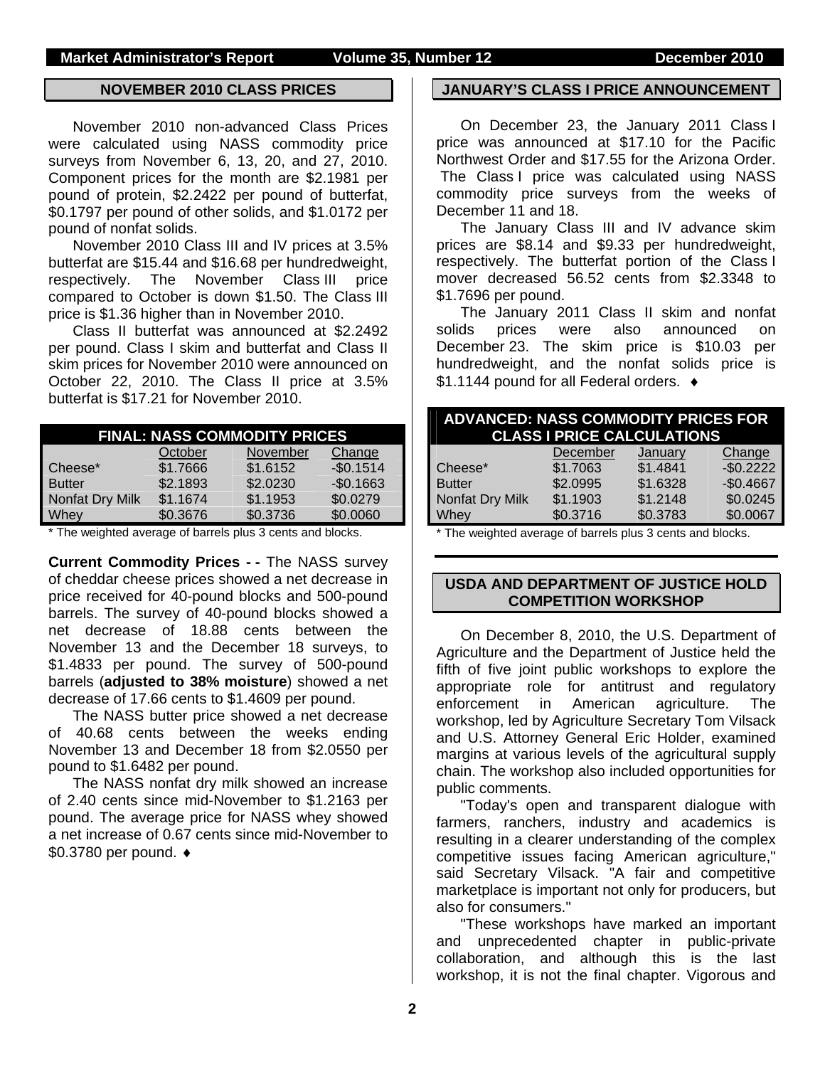## NOVEMBER 2010 CLASS PRICES

November 2010 non-advanced Class Prices were calculated using NASS commodity price surveys from November 6, 13, 20, and 27, 2010. Component prices for the month are $2.1981 per pound of protein, $2.2422 per pound of butterfat, $0.1797 per pound of other solids, and $1.0172 per pound of nonfat solids.

November 2010 Class III and IV prices at 3.5% butterfat are $15.44 and $16.68 per hundredweight, respectively. The November Class III price compared to October is down $1.50. The Class III price is $1.36 higher than in November 2010.

Class II butterfat was announced at $2.2492 per pound. Class I skim and butterfat and Class II skim prices for November 2010 were announced on October 22, 2010. The Class II price at 3.5% butterfat is $17.21 for November 2010.

| FINAL: NASS COMMODITY PRICES | | | |
|---|---|---|---|
| | October | November | Change |
| Cheese* | $1.7666 | $1.6152 | -$0.1514 |
| Butter | $2.1893 | $2.0230 | -$0.1663 |
| Nonfat Dry Milk | $1.1674 | $1.1953 | $0.0279 |
| Whey | $0.3676 | $0.3736 | $0.0060 |

* The weighted average of barrels plus 3 cents and blocks.

**Current Commodity Prices - -** The NASS survey of cheddar cheese prices showed a net decrease in price received for 40-pound blocks and 500-pound barrels. The survey of 40-pound blocks showed a net decrease of 18.88 cents between the November 13 and the December 18 surveys, to $1.4833 per pound. The survey of 500-pound barrels (**adjusted to 38% moisture**) showed a net decrease of 17.66 cents to $1.4609 per pound.

The NASS butter price showed a net decrease of 40.68 cents between the weeks ending November 13 and December 18 from $2.0550 per pound to $1.6482 per pound.

The NASS nonfat dry milk showed an increase of 2.40 cents since mid-November to $1.2163 per pound. The average price for NASS whey showed a net increase of 0.67 cents since mid-November to $0.3780 per pound. ♦

## JANUARY'S CLASS I PRICE ANNOUNCEMENT

On December 23, the January 2011 Class I price was announced at $17.10 for the Pacific Northwest Order and $17.55 for the Arizona Order. The Class I price was calculated using NASS commodity price surveys from the weeks of December 11 and 18.

The January Class III and IV advance skim prices are $8.14 and $9.33 per hundredweight, respectively. The butterfat portion of the Class I mover decreased 56.52 cents from $2.3348 to $1.7696 per pound.

The January 2011 Class II skim and nonfat solids prices were also announced on December 23. The skim price is $10.03 per hundredweight, and the nonfat solids price is $1.1144 pound for all Federal orders. ♦

| ADVANCED: NASS COMMODITY PRICES FOR CLASS I PRICE CALCULATIONS | | | |
|---|---|---|---|
| | December | January | Change |
| Cheese* | $1.7063 | $1.4841 | -$0.2222 |
| Butter | $2.0995 | $1.6328 | -$0.4667 |
| Nonfat Dry Milk | $1.1903 | $1.2148 | $0.0245 |
| Whey | $0.3716 | $0.3783 | $0.0067 |

* The weighted average of barrels plus 3 cents and blocks.

## USDA AND DEPARTMENT OF JUSTICE HOLD COMPETITION WORKSHOP

On December 8, 2010, the U.S. Department of Agriculture and the Department of Justice held the fifth of five joint public workshops to explore the appropriate role for antitrust and regulatory enforcement in American agriculture. The workshop, led by Agriculture Secretary Tom Vilsack and U.S. Attorney General Eric Holder, examined margins at various levels of the agricultural supply chain. The workshop also included opportunities for public comments.

"Today's open and transparent dialogue with farmers, ranchers, industry and academics is resulting in a clearer understanding of the complex competitive issues facing American agriculture," said Secretary Vilsack. "A fair and competitive marketplace is important not only for producers, but also for consumers."

"These workshops have marked an important and unprecedented chapter in public-private collaboration, and although this is the last workshop, it is not the final chapter. Vigorous and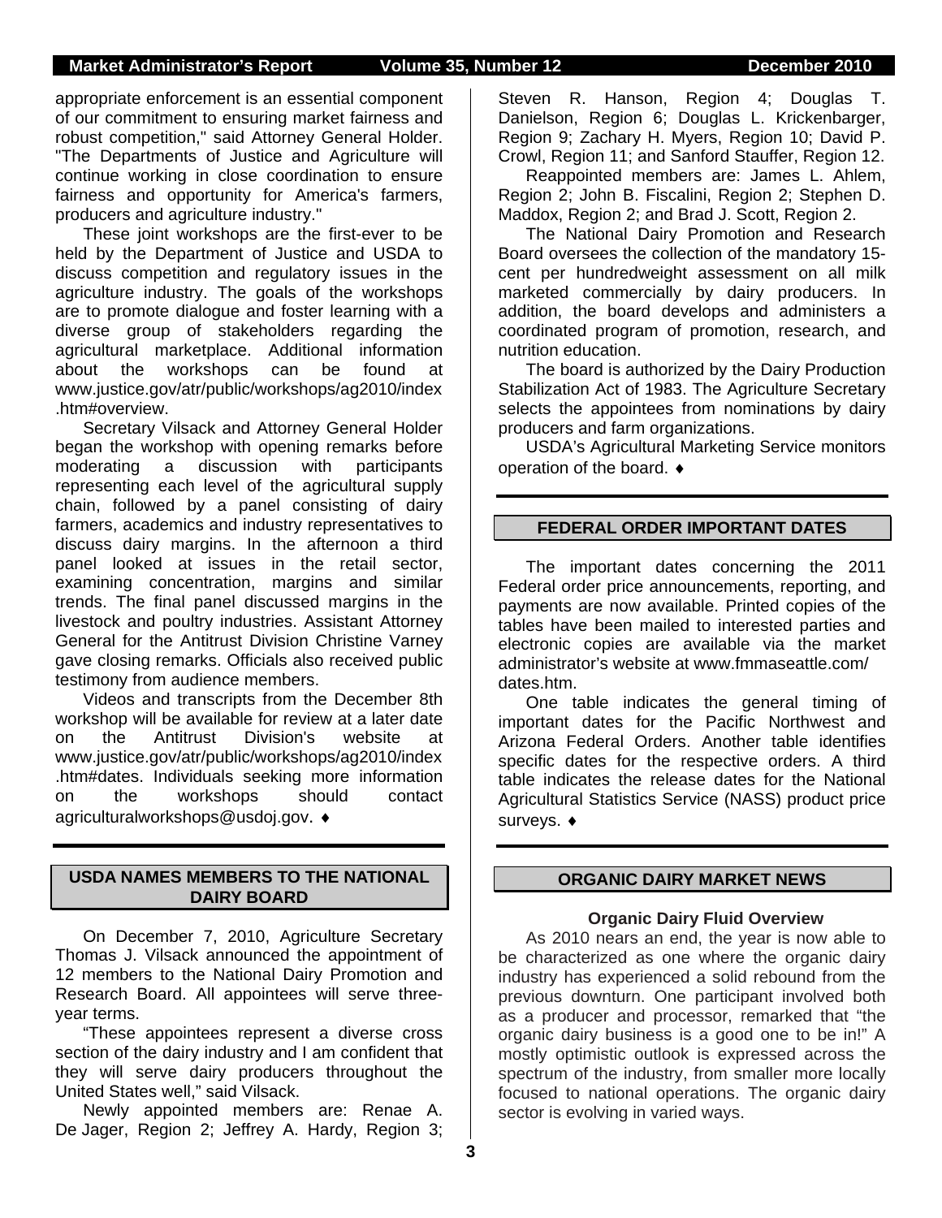appropriate enforcement is an essential component of our commitment to ensuring market fairness and robust competition," said Attorney General Holder. "The Departments of Justice and Agriculture will continue working in close coordination to ensure fairness and opportunity for America's farmers, producers and agriculture industry."

These joint workshops are the first-ever to be held by the Department of Justice and USDA to discuss competition and regulatory issues in the agriculture industry. The goals of the workshops are to promote dialogue and foster learning with a diverse group of stakeholders regarding the agricultural marketplace. Additional information about the workshops can be found at www.justice.gov/atr/public/workshops/ag2010/index.htm#overview.

Secretary Vilsack and Attorney General Holder began the workshop with opening remarks before moderating a discussion with participants representing each level of the agricultural supply chain, followed by a panel consisting of dairy farmers, academics and industry representatives to discuss dairy margins. In the afternoon a third panel looked at issues in the retail sector, examining concentration, margins and similar trends. The final panel discussed margins in the livestock and poultry industries. Assistant Attorney General for the Antitrust Division Christine Varney gave closing remarks. Officials also received public testimony from audience members.

Videos and transcripts from the December 8th workshop will be available for review at a later date on the Antitrust Division's website at www.justice.gov/atr/public/workshops/ag2010/index.htm#dates. Individuals seeking more information on the workshops should contact agriculturalworkshops@usdoj.gov. ♦

## USDA NAMES MEMBERS TO THE NATIONAL DAIRY BOARD

On December 7, 2010, Agriculture Secretary Thomas J. Vilsack announced the appointment of 12 members to the National Dairy Promotion and Research Board. All appointees will serve three-year terms.

"These appointees represent a diverse cross section of the dairy industry and I am confident that they will serve dairy producers throughout the United States well," said Vilsack.

Newly appointed members are: Renae A. De Jager, Region 2; Jeffrey A. Hardy, Region 3; Steven R. Hanson, Region 4; Douglas T. Danielson, Region 6; Douglas L. Krickenbarger, Region 9; Zachary H. Myers, Region 10; David P. Crowl, Region 11; and Sanford Stauffer, Region 12.

Reappointed members are: James L. Ahlem, Region 2; John B. Fiscalini, Region 2; Stephen D. Maddox, Region 2; and Brad J. Scott, Region 2.

The National Dairy Promotion and Research Board oversees the collection of the mandatory 15-cent per hundredweight assessment on all milk marketed commercially by dairy producers. In addition, the board develops and administers a coordinated program of promotion, research, and nutrition education.

The board is authorized by the Dairy Production Stabilization Act of 1983. The Agriculture Secretary selects the appointees from nominations by dairy producers and farm organizations.

USDA's Agricultural Marketing Service monitors operation of the board. ♦

## FEDERAL ORDER IMPORTANT DATES

The important dates concerning the 2011 Federal order price announcements, reporting, and payments are now available. Printed copies of the tables have been mailed to interested parties and electronic copies are available via the market administrator's website at www.fmmaseattle.com/dates.htm.

One table indicates the general timing of important dates for the Pacific Northwest and Arizona Federal Orders. Another table identifies specific dates for the respective orders. A third table indicates the release dates for the National Agricultural Statistics Service (NASS) product price surveys. ♦

## ORGANIC DAIRY MARKET NEWS

### Organic Dairy Fluid Overview

As 2010 nears an end, the year is now able to be characterized as one where the organic dairy industry has experienced a solid rebound from the previous downturn. One participant involved both as a producer and processor, remarked that "the organic dairy business is a good one to be in!" A mostly optimistic outlook is expressed across the spectrum of the industry, from smaller more locally focused to national operations. The organic dairy sector is evolving in varied ways.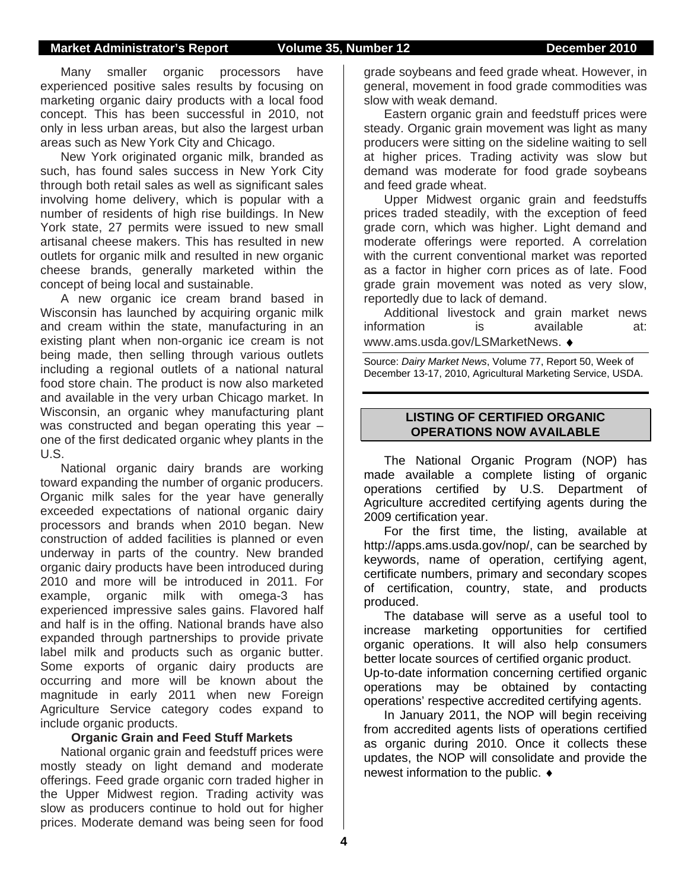Many smaller organic processors have experienced positive sales results by focusing on marketing organic dairy products with a local food concept. This has been successful in 2010, not only in less urban areas, but also the largest urban areas such as New York City and Chicago.

New York originated organic milk, branded as such, has found sales success in New York City through both retail sales as well as significant sales involving home delivery, which is popular with a number of residents of high rise buildings. In New York state, 27 permits were issued to new small artisanal cheese makers. This has resulted in new outlets for organic milk and resulted in new organic cheese brands, generally marketed within the concept of being local and sustainable.

A new organic ice cream brand based in Wisconsin has launched by acquiring organic milk and cream within the state, manufacturing in an existing plant when non-organic ice cream is not being made, then selling through various outlets including a regional outlets of a national natural food store chain. The product is now also marketed and available in the very urban Chicago market. In Wisconsin, an organic whey manufacturing plant was constructed and began operating this year – one of the first dedicated organic whey plants in the U.S.

National organic dairy brands are working toward expanding the number of organic producers. Organic milk sales for the year have generally exceeded expectations of national organic dairy processors and brands when 2010 began. New construction of added facilities is planned or even underway in parts of the country. New branded organic dairy products have been introduced during 2010 and more will be introduced in 2011. For example, organic milk with omega-3 has experienced impressive sales gains. Flavored half and half is in the offing. National brands have also expanded through partnerships to provide private label milk and products such as organic butter. Some exports of organic dairy products are occurring and more will be known about the magnitude in early 2011 when new Foreign Agriculture Service category codes expand to include organic products.

**Organic Grain and Feed Stuff Markets**

National organic grain and feedstuff prices were mostly steady on light demand and moderate offerings. Feed grade organic corn traded higher in the Upper Midwest region. Trading activity was slow as producers continue to hold out for higher prices. Moderate demand was being seen for food grade soybeans and feed grade wheat. However, in general, movement in food grade commodities was slow with weak demand.

Eastern organic grain and feedstuff prices were steady. Organic grain movement was light as many producers were sitting on the sideline waiting to sell at higher prices. Trading activity was slow but demand was moderate for food grade soybeans and feed grade wheat.

Upper Midwest organic grain and feedstuffs prices traded steadily, with the exception of feed grade corn, which was higher. Light demand and moderate offerings were reported. A correlation with the current conventional market was reported as a factor in higher corn prices as of late. Food grade grain movement was noted as very slow, reportedly due to lack of demand.

Additional livestock and grain market news information is available at: www.ams.usda.gov/LSMarketNews. ♦

Source: *Dairy Market News*, Volume 77, Report 50, Week of December 13-17, 2010, Agricultural Marketing Service, USDA.

## LISTING OF CERTIFIED ORGANIC OPERATIONS NOW AVAILABLE

The National Organic Program (NOP) has made available a complete listing of organic operations certified by U.S. Department of Agriculture accredited certifying agents during the 2009 certification year.

For the first time, the listing, available at http://apps.ams.usda.gov/nop/, can be searched by keywords, name of operation, certifying agent, certificate numbers, primary and secondary scopes of certification, country, state, and products produced.

The database will serve as a useful tool to increase marketing opportunities for certified organic operations. It will also help consumers better locate sources of certified organic product. Up-to-date information concerning certified organic operations may be obtained by contacting operations' respective accredited certifying agents.

In January 2011, the NOP will begin receiving from accredited agents lists of operations certified as organic during 2010. Once it collects these updates, the NOP will consolidate and provide the newest information to the public. ♦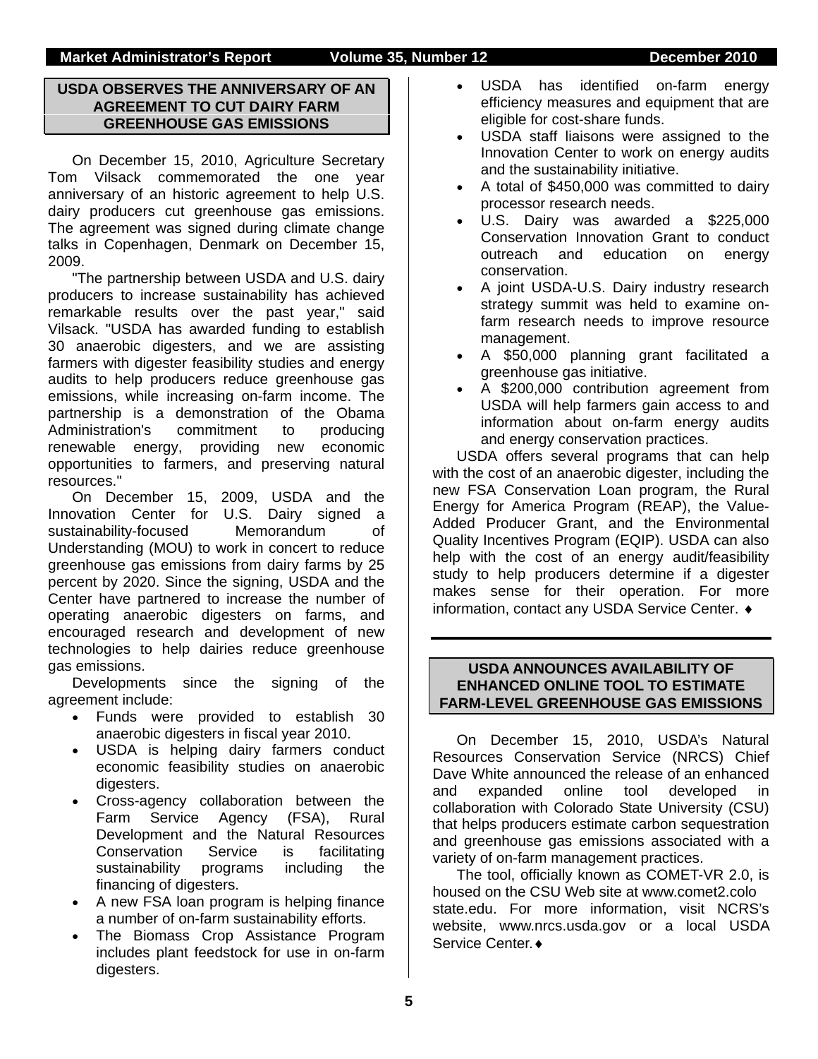## USDA OBSERVES THE ANNIVERSARY OF AN AGREEMENT TO CUT DAIRY FARM GREENHOUSE GAS EMISSIONS

On December 15, 2010, Agriculture Secretary Tom Vilsack commemorated the one year anniversary of an historic agreement to help U.S. dairy producers cut greenhouse gas emissions. The agreement was signed during climate change talks in Copenhagen, Denmark on December 15, 2009.

"The partnership between USDA and U.S. dairy producers to increase sustainability has achieved remarkable results over the past year," said Vilsack. "USDA has awarded funding to establish 30 anaerobic digesters, and we are assisting farmers with digester feasibility studies and energy audits to help producers reduce greenhouse gas emissions, while increasing on-farm income. The partnership is a demonstration of the Obama Administration's commitment to producing renewable energy, providing new economic opportunities to farmers, and preserving natural resources."

On December 15, 2009, USDA and the Innovation Center for U.S. Dairy signed a sustainability-focused Memorandum of Understanding (MOU) to work in concert to reduce greenhouse gas emissions from dairy farms by 25 percent by 2020. Since the signing, USDA and the Center have partnered to increase the number of operating anaerobic digesters on farms, and encouraged research and development of new technologies to help dairies reduce greenhouse gas emissions.

Developments since the signing of the agreement include:

- Funds were provided to establish 30 anaerobic digesters in fiscal year 2010.
- USDA is helping dairy farmers conduct economic feasibility studies on anaerobic digesters.
- Cross-agency collaboration between the Farm Service Agency (FSA), Rural Development and the Natural Resources Conservation Service is facilitating sustainability programs including the financing of digesters.
- A new FSA loan program is helping finance a number of on-farm sustainability efforts.
- The Biomass Crop Assistance Program includes plant feedstock for use in on-farm digesters.
- USDA has identified on-farm energy efficiency measures and equipment that are eligible for cost-share funds.
- USDA staff liaisons were assigned to the Innovation Center to work on energy audits and the sustainability initiative.
- A total of $450,000 was committed to dairy processor research needs.
- U.S. Dairy was awarded a $225,000 Conservation Innovation Grant to conduct outreach and education on energy conservation.
- A joint USDA-U.S. Dairy industry research strategy summit was held to examine on-farm research needs to improve resource management.
- A $50,000 planning grant facilitated a greenhouse gas initiative.
- A $200,000 contribution agreement from USDA will help farmers gain access to and information about on-farm energy audits and energy conservation practices.

USDA offers several programs that can help with the cost of an anaerobic digester, including the new FSA Conservation Loan program, the Rural Energy for America Program (REAP), the Value-Added Producer Grant, and the Environmental Quality Incentives Program (EQIP). USDA can also help with the cost of an energy audit/feasibility study to help producers determine if a digester makes sense for their operation. For more information, contact any USDA Service Center. ♦

## USDA ANNOUNCES AVAILABILITY OF ENHANCED ONLINE TOOL TO ESTIMATE FARM-LEVEL GREENHOUSE GAS EMISSIONS

On December 15, 2010, USDA's Natural Resources Conservation Service (NRCS) Chief Dave White announced the release of an enhanced and expanded online tool developed in collaboration with Colorado State University (CSU) that helps producers estimate carbon sequestration and greenhouse gas emissions associated with a variety of on-farm management practices.

The tool, officially known as COMET-VR 2.0, is housed on the CSU Web site at www.comet2.colostate.edu. For more information, visit NCRS's website, www.nrcs.usda.gov or a local USDA Service Center. ♦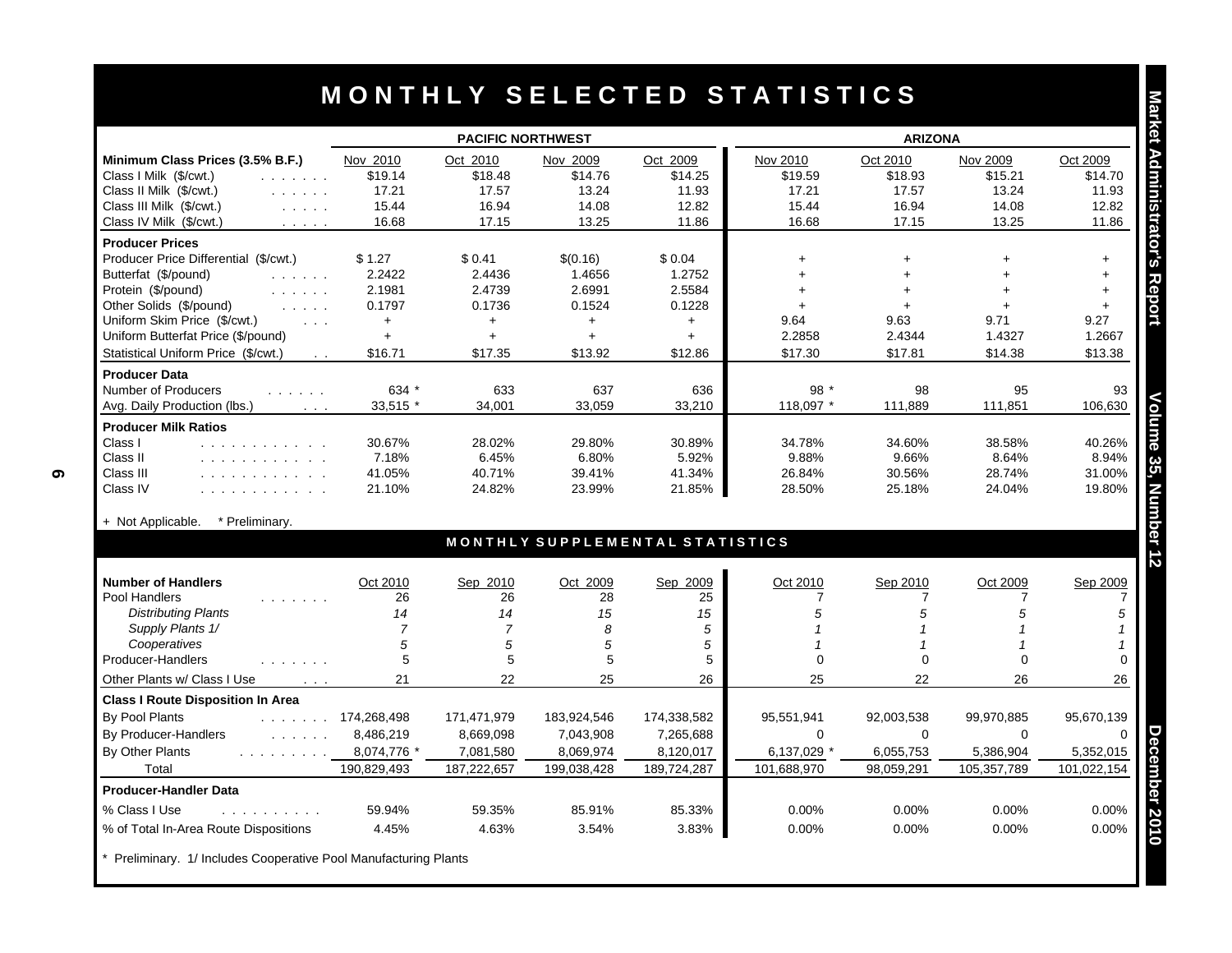# MONTHLY SELECTED STATISTICS

| | PACIFIC NORTHWEST | | | | ARIZONA | | | |
|---|---|---|---|---|---|---|---|---|
| **Minimum Class Prices (3.5% B.F.)** | Nov 2010 | Oct 2010 | Nov 2009 | Oct 2009 | Nov 2010 | Oct 2010 | Nov 2009 | Oct 2009 |
| Class I Milk ($/cwt.) | $19.14 | $18.48 | $14.76 | $14.25 | $19.59 | $18.93 | $15.21 | $14.70 |
| Class II Milk ($/cwt.) | 17.21 | 17.57 | 13.24 | 11.93 | 17.21 | 17.57 | 13.24 | 11.93 |
| Class III Milk ($/cwt.) | 15.44 | 16.94 | 14.08 | 12.82 | 15.44 | 16.94 | 14.08 | 12.82 |
| Class IV Milk ($/cwt.) | 16.68 | 17.15 | 13.25 | 11.86 | 16.68 | 17.15 | 13.25 | 11.86 |
| **Producer Prices** | | | | | | | | |
| Producer Price Differential ($/cwt.) | $1.27 | $0.41 | $(0.16) | $0.04 | + | + | + | + |
| Butterfat ($/pound) | 2.2422 | 2.4436 | 1.4656 | 1.2752 | + | + | + | + |
| Protein ($/pound) | 2.1981 | 2.4739 | 2.6991 | 2.5584 | + | + | + | + |
| Other Solids ($/pound) | 0.1797 | 0.1736 | 0.1524 | 0.1228 | + | + | + | + |
| Uniform Skim Price ($/cwt.) | + | + | + | + | 9.64 | 9.63 | 9.71 | 9.27 |
| Uniform Butterfat Price ($/pound) | + | + | + | + | 2.2858 | 2.4344 | 1.4327 | 1.2667 |
| Statistical Uniform Price ($/cwt.) | $16.71 | $17.35 | $13.92 | $12.86 | $17.30 | $17.81 | $14.38 | $13.38 |
| **Producer Data** | | | | | | | | |
| Number of Producers | 634 * | 633 | 637 | 636 | 98 * | 98 | 95 | 93 |
| Avg. Daily Production (lbs.) | 33,515 * | 34,001 | 33,059 | 33,210 | 118,097 * | 111,889 | 111,851 | 106,630 |
| **Producer Milk Ratios** | | | | | | | | |
| Class I | 30.67% | 28.02% | 29.80% | 30.89% | 34.78% | 34.60% | 38.58% | 40.26% |
| Class II | 7.18% | 6.45% | 6.80% | 5.92% | 9.88% | 9.66% | 8.64% | 8.94% |
| Class III | 41.05% | 40.71% | 39.41% | 41.34% | 26.84% | 30.56% | 28.74% | 31.00% |
| Class IV | 21.10% | 24.82% | 23.99% | 21.85% | 28.50% | 25.18% | 24.04% | 19.80% |

+ Not Applicable. * Preliminary.

## MONTHLY SUPPLEMENTAL STATISTICS

| | PACIFIC NORTHWEST | | | | ARIZONA | | | |
|---|---|---|---|---|---|---|---|---|
| **Number of Handlers** | Oct 2010 | Sep 2010 | Oct 2009 | Sep 2009 | Oct 2010 | Sep 2010 | Oct 2009 | Sep 2009 |
| Pool Handlers | 26 | 26 | 28 | 25 | 7 | 7 | 7 | 7 |
| *Distributing Plants* | *14* | *14* | *15* | *15* | *5* | *5* | *5* | *5* |
| *Supply Plants 1/* | *7* | *7* | *8* | *5* | *1* | *1* | *1* | *1* |
| *Cooperatives* | *5* | *5* | *5* | *5* | *1* | *1* | *1* | *1* |
| Producer-Handlers | 5 | 5 | 5 | 5 | 0 | 0 | 0 | 0 |
| Other Plants w/ Class I Use | 21 | 22 | 25 | 26 | 25 | 22 | 26 | 26 |
| **Class I Route Disposition In Area** | | | | | | | | |
| By Pool Plants | 174,268,498 | 171,471,979 | 183,924,546 | 174,338,582 | 95,551,941 | 92,003,538 | 99,970,885 | 95,670,139 |
| By Producer-Handlers | 8,486,219 | 8,669,098 | 7,043,908 | 7,265,688 | 0 | 0 | 0 | 0 |
| By Other Plants | 8,074,776 * | 7,081,580 | 8,069,974 | 8,120,017 | 6,137,029 * | 6,055,753 | 5,386,904 | 5,352,015 |
| Total | 190,829,493 | 187,222,657 | 199,038,428 | 189,724,287 | 101,688,970 | 98,059,291 | 105,357,789 | 101,022,154 |
| **Producer-Handler Data** | | | | | | | | |
| % Class I Use | 59.94% | 59.35% | 85.91% | 85.33% | 0.00% | 0.00% | 0.00% | 0.00% |
| % of Total In-Area Route Dispositions | 4.45% | 4.63% | 3.54% | 3.83% | 0.00% | 0.00% | 0.00% | 0.00% |

* Preliminary. 1/ Includes Cooperative Pool Manufacturing Plants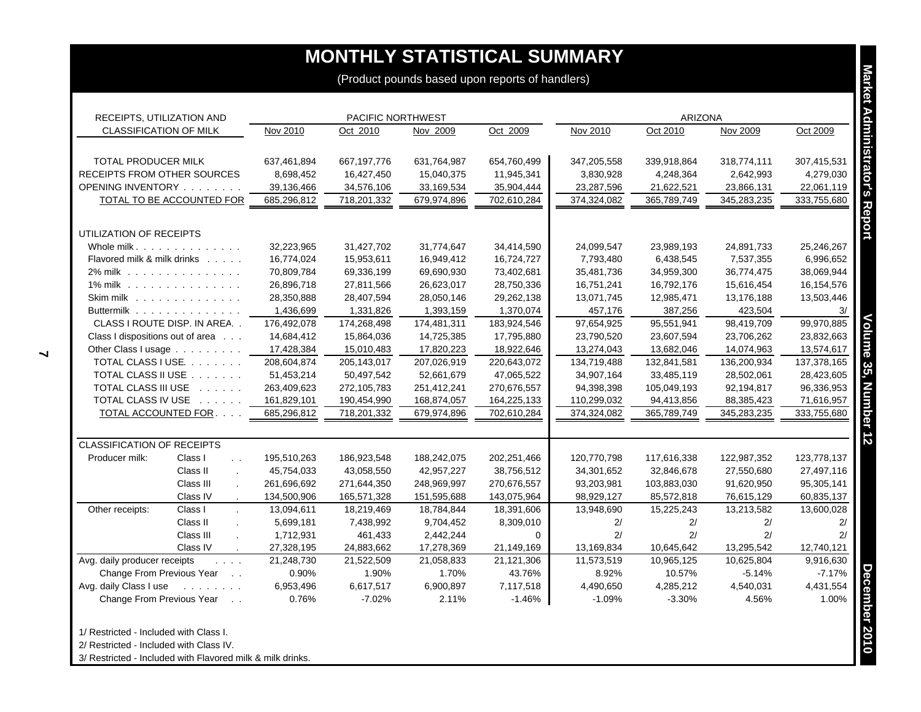# MONTHLY STATISTICAL SUMMARY

(Product pounds based upon reports of handlers)

| RECEIPTS, UTILIZATION AND CLASSIFICATION OF MILK | | PACIFIC NORTHWEST | | | | ARIZONA | | | |
|---|---|---|---|---|---|---|---|---|---|
| | | Nov 2010 | Oct 2010 | Nov 2009 | Oct 2009 | Nov 2010 | Oct 2010 | Nov 2009 | Oct 2009 |
| TOTAL PRODUCER MILK | | 637,461,894 | 667,197,776 | 631,764,987 | 654,760,499 | 347,205,558 | 339,918,864 | 318,774,111 | 307,415,531 |
| RECEIPTS FROM OTHER SOURCES | | 8,698,452 | 16,427,450 | 15,040,375 | 11,945,341 | 3,830,928 | 4,248,364 | 2,642,993 | 4,279,030 |
| OPENING INVENTORY | | 39,136,466 | 34,576,106 | 33,169,534 | 35,904,444 | 23,287,596 | 21,622,521 | 23,866,131 | 22,061,119 |
| TOTAL TO BE ACCOUNTED FOR | | 685,296,812 | 718,201,332 | 679,974,896 | 702,610,284 | 374,324,082 | 365,789,749 | 345,283,235 | 333,755,680 |
| UTILIZATION OF RECEIPTS | | | | | | | | | |
| Whole milk | | 32,223,965 | 31,427,702 | 31,774,647 | 34,414,590 | 24,099,547 | 23,989,193 | 24,891,733 | 25,246,267 |
| Flavored milk & milk drinks | | 16,774,024 | 15,953,611 | 16,949,412 | 16,724,727 | 7,793,480 | 6,438,545 | 7,537,355 | 6,996,652 |
| 2% milk | | 70,809,784 | 69,336,199 | 69,690,930 | 73,402,681 | 35,481,736 | 34,959,300 | 36,774,475 | 38,069,944 |
| 1% milk | | 26,896,718 | 27,811,566 | 26,623,017 | 28,750,336 | 16,751,241 | 16,792,176 | 15,616,454 | 16,154,576 |
| Skim milk | | 28,350,888 | 28,407,594 | 28,050,146 | 29,262,138 | 13,071,745 | 12,985,471 | 13,176,188 | 13,503,446 |
| Buttermilk | | 1,436,699 | 1,331,826 | 1,393,159 | 1,370,074 | 457,176 | 387,256 | 423,504 | 3/ |
| CLASS I ROUTE DISP. IN AREA | | 176,492,078 | 174,268,498 | 174,481,311 | 183,924,546 | 97,654,925 | 95,551,941 | 98,419,709 | 99,970,885 |
| Class I dispositions out of area | | 14,684,412 | 15,864,036 | 14,725,385 | 17,795,880 | 23,790,520 | 23,607,594 | 23,706,262 | 23,832,663 |
| Other Class I usage | | 17,428,384 | 15,010,483 | 17,820,223 | 18,922,646 | 13,274,043 | 13,682,046 | 14,074,963 | 13,574,617 |
| TOTAL CLASS I USE | | 208,604,874 | 205,143,017 | 207,026,919 | 220,643,072 | 134,719,488 | 132,841,581 | 136,200,934 | 137,378,165 |
| TOTAL CLASS II USE | | 51,453,214 | 50,497,542 | 52,661,679 | 47,065,522 | 34,907,164 | 33,485,119 | 28,502,061 | 28,423,605 |
| TOTAL CLASS III USE | | 263,409,623 | 272,105,783 | 251,412,241 | 270,676,557 | 94,398,398 | 105,049,193 | 92,194,817 | 96,336,953 |
| TOTAL CLASS IV USE | | 161,829,101 | 190,454,990 | 168,874,057 | 164,225,133 | 110,299,032 | 94,413,856 | 88,385,423 | 71,616,957 |
| TOTAL ACCOUNTED FOR | | 685,296,812 | 718,201,332 | 679,974,896 | 702,610,284 | 374,324,082 | 365,789,749 | 345,283,235 | 333,755,680 |
| CLASSIFICATION OF RECEIPTS | | | | | | | | | |
| Producer milk: | Class I | 195,510,263 | 186,923,548 | 188,242,075 | 202,251,466 | 120,770,798 | 117,616,338 | 122,987,352 | 123,778,137 |
| | Class II | 45,754,033 | 43,058,550 | 42,957,227 | 38,756,512 | 34,301,652 | 32,846,678 | 27,550,680 | 27,497,116 |
| | Class III | 261,696,692 | 271,644,350 | 248,969,997 | 270,676,557 | 93,203,981 | 103,883,030 | 91,620,950 | 95,305,141 |
| | Class IV | 134,500,906 | 165,571,328 | 151,595,688 | 143,075,964 | 98,929,127 | 85,572,818 | 76,615,129 | 60,835,137 |
| Other receipts: | Class I | 13,094,611 | 18,219,469 | 18,784,844 | 18,391,606 | 13,948,690 | 15,225,243 | 13,213,582 | 13,600,028 |
| | Class II | 5,699,181 | 7,438,992 | 9,704,452 | 8,309,010 | 2/ | 2/ | 2/ | 2/ |
| | Class III | 1,712,931 | 461,433 | 2,442,244 | 0 | 2/ | 2/ | 2/ | 2/ |
| | Class IV | 27,328,195 | 24,883,662 | 17,278,369 | 21,149,169 | 13,169,834 | 10,645,642 | 13,295,542 | 12,740,121 |
| Avg. daily producer receipts | | 21,248,730 | 21,522,509 | 21,058,833 | 21,121,306 | 11,573,519 | 10,965,125 | 10,625,804 | 9,916,630 |
| Change From Previous Year | | 0.90% | 1.90% | 1.70% | 43.76% | 8.92% | 10.57% | -5.14% | -7.17% |
| Avg. daily Class I use | | 6,953,496 | 6,617,517 | 6,900,897 | 7,117,518 | 4,490,650 | 4,285,212 | 4,540,031 | 4,431,554 |
| Change From Previous Year | | 0.76% | -7.02% | 2.11% | -1.46% | -1.09% | -3.30% | 4.56% | 1.00% |

1/ Restricted - Included with Class I.

2/ Restricted - Included with Class IV.

3/ Restricted - Included with Flavored milk & milk drinks.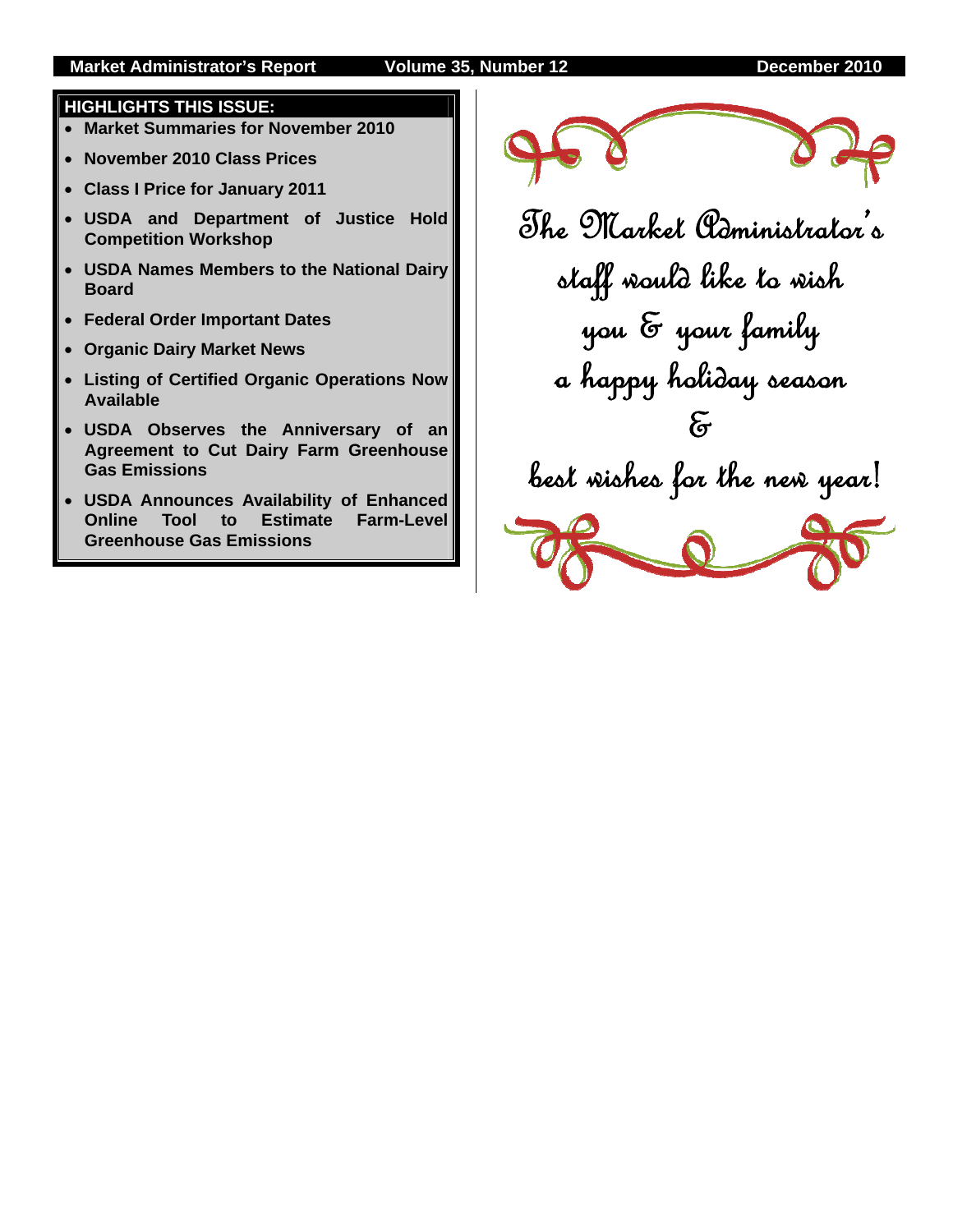**HIGHLIGHTS THIS ISSUE:**

- Market Summaries for November 2010
- November 2010 Class Prices
- Class I Price for January 2011
- USDA and Department of Justice Hold Competition Workshop
- USDA Names Members to the National Dairy Board
- Federal Order Important Dates
- Organic Dairy Market News
- Listing of Certified Organic Operations Now Available
- USDA Observes the Anniversary of an Agreement to Cut Dairy Farm Greenhouse Gas Emissions
- USDA Announces Availability of Enhanced Online Tool to Estimate Farm-Level Greenhouse Gas Emissions

The Market Administrator's staff would like to wish you & your family a happy holiday season & best wishes for the new year!